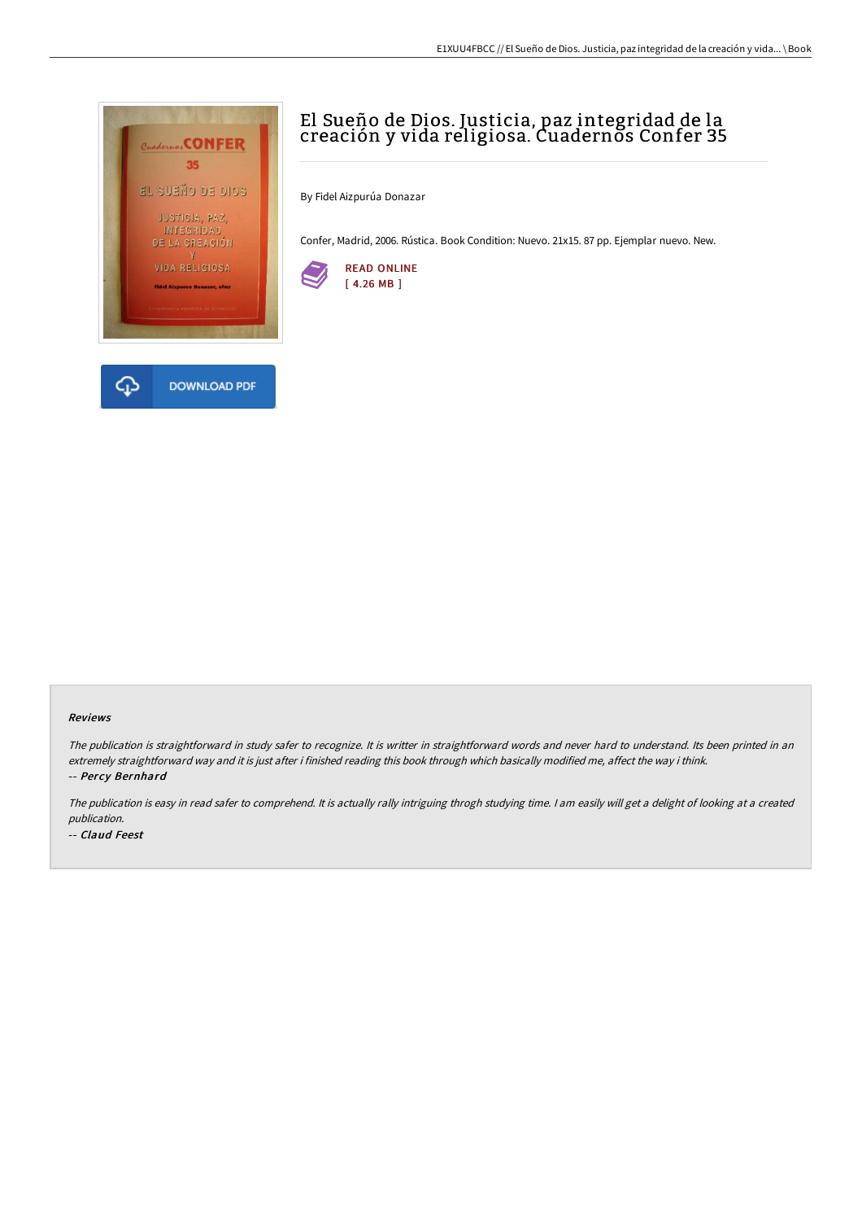# El Sueño de Dios. Justicia, paz integridad de la creación y vida religiosa. Cuadernos Confer 35

By Fidel Aizpurúa Donazar

Confer, Madrid, 2006. Rústica. Book Condition: Nuevo. 21x15. 87 pp. Ejemplar nuevo. New.

READ ONLINE
[ 4.26 MB ]

DOWNLOAD PDF

### Reviews

*The publication is straightforward in study safer to recognize. It is writter in straightforward words and never hard to understand. Its been printed in an extremely straightforward way and it is just after i finished reading this book through which basically modified me, affect the way i think.*
*-- Percy Bernhard*

*The publication is easy in read safer to comprehend. It is actually rally intriguing throgh studying time. I am easily will get a delight of looking at a created publication.*
*-- Claud Feest*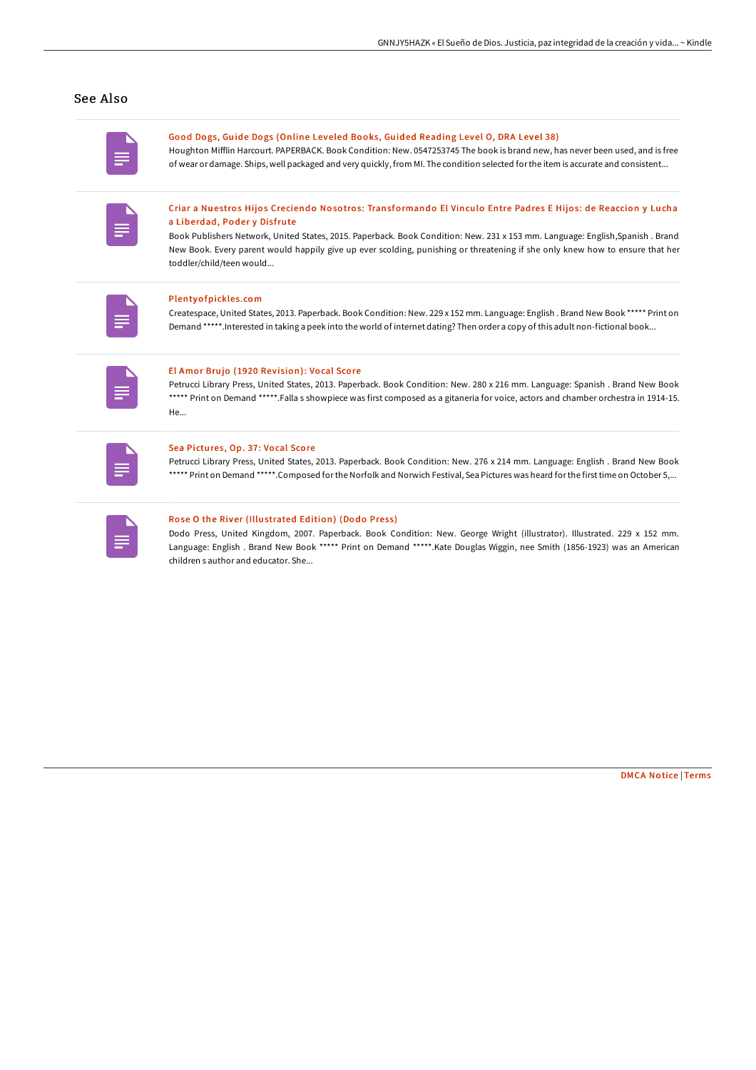## See Also

### Good Dogs, Guide Dogs (Online Leveled Books, Guided Reading Level O, DRA Level 38)

Houghton Mifflin Harcourt. PAPERBACK. Book Condition: New. 0547253745 The book is brand new, has never been used, and is free of wear or damage. Ships, well packaged and very quickly, from MI. The condition selected for the item is accurate and consistent...

### Criar a Nuestros Hijos Creciendo Nosotros: Transformando El Vinculo Entre Padres E Hijos: de Reaccion y Lucha a Liberdad, Poder y Disfrute

Book Publishers Network, United States, 2015. Paperback. Book Condition: New. 231 x 153 mm. Language: English,Spanish . Brand New Book. Every parent would happily give up ever scolding, punishing or threatening if she only knew how to ensure that her toddler/child/teen would...

### Plentyofpickles.com

Createspace, United States, 2013. Paperback. Book Condition: New. 229 x 152 mm. Language: English . Brand New Book ***** Print on Demand *****.Interested in taking a peek into the world of internet dating? Then order a copy of this adult non-fictional book...

### El Amor Brujo (1920 Revision): Vocal Score

Petrucci Library Press, United States, 2013. Paperback. Book Condition: New. 280 x 216 mm. Language: Spanish . Brand New Book ***** Print on Demand *****.Falla s showpiece was first composed as a gitaneria for voice, actors and chamber orchestra in 1914-15. He...

### Sea Pictures, Op. 37: Vocal Score

Petrucci Library Press, United States, 2013. Paperback. Book Condition: New. 276 x 214 mm. Language: English . Brand New Book ***** Print on Demand *****.Composed for the Norfolk and Norwich Festival, Sea Pictures was heard for the first time on October 5,...

### Rose O the River (Illustrated Edition) (Dodo Press)

Dodo Press, United Kingdom, 2007. Paperback. Book Condition: New. George Wright (illustrator). Illustrated. 229 x 152 mm. Language: English . Brand New Book ***** Print on Demand *****.Kate Douglas Wiggin, nee Smith (1856-1923) was an American children s author and educator. She...

DMCA Notice | Terms